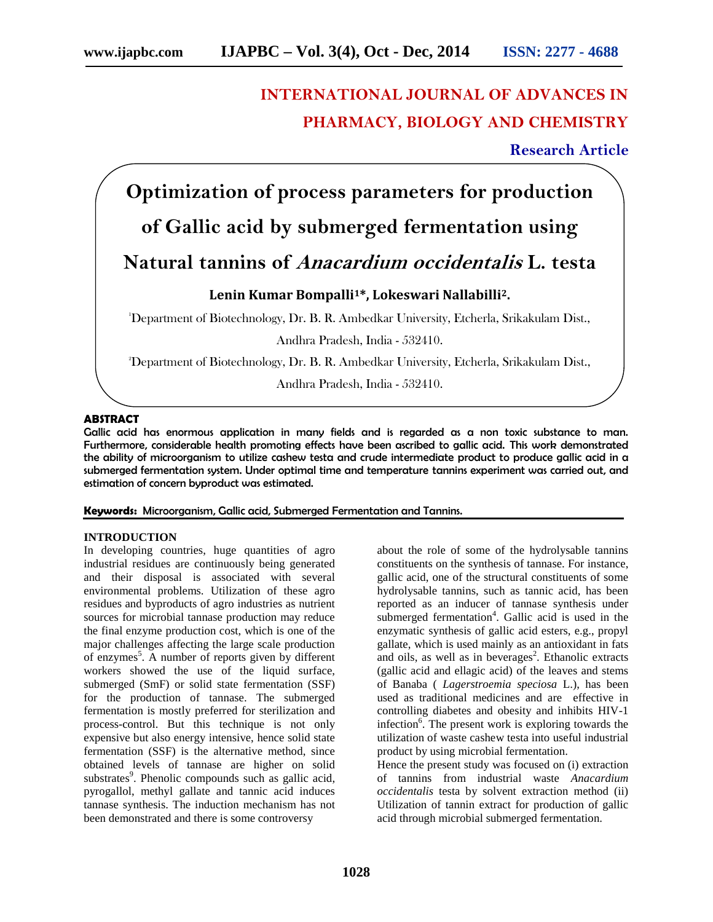# INTERNATIONAL JOURNAL OF ADVANCES IN PHARMACY, BIOLOGY AND CHEMISTRY

**Research Article**

# Optimization of process parameters for production of Gallic acid by submerged fermentation using Natural tannins of *Anacardium occidentalis* L. testa

**Lenin Kumar Bompalli[1]*, Lokeswari Nallabilli[2].**

[1]Department of Biotechnology, Dr. B. R. Ambedkar University, Etcherla, Srikakulam Dist., Andhra Pradesh, India - 532410.

[2]Department of Biotechnology, Dr. B. R. Ambedkar University, Etcherla, Srikakulam Dist., Andhra Pradesh, India - 532410.

## ABSTRACT

Gallic acid has enormous application in many fields and is regarded as a non toxic substance to man. Furthermore, considerable health promoting effects have been ascribed to gallic acid. This work demonstrated the ability of microorganism to utilize cashew testa and crude intermediate product to produce gallic acid in a submerged fermentation system. Under optimal time and temperature tannins experiment was carried out, and estimation of concern byproduct was estimated.

**Keywords:** Microorganism, Gallic acid, Submerged Fermentation and Tannins.

## INTRODUCTION

In developing countries, huge quantities of agro industrial residues are continuously being generated and their disposal is associated with several environmental problems. Utilization of these agro residues and byproducts of agro industries as nutrient sources for microbial tannase production may reduce the final enzyme production cost, which is one of the major challenges affecting the large scale production of enzymes[5]. A number of reports given by different workers showed the use of the liquid surface, submerged (SmF) or solid state fermentation (SSF) for the production of tannase. The submerged fermentation is mostly preferred for sterilization and process-control. But this technique is not only expensive but also energy intensive, hence solid state fermentation (SSF) is the alternative method, since obtained levels of tannase are higher on solid substrates[9]. Phenolic compounds such as gallic acid, pyrogallol, methyl gallate and tannic acid induces tannase synthesis. The induction mechanism has not been demonstrated and there is some controversy about the role of some of the hydrolysable tannins constituents on the synthesis of tannase. For instance, gallic acid, one of the structural constituents of some hydrolysable tannins, such as tannic acid, has been reported as an inducer of tannase synthesis under submerged fermentation[4]. Gallic acid is used in the enzymatic synthesis of gallic acid esters, e.g., propyl gallate, which is used mainly as an antioxidant in fats and oils, as well as in beverages[2]. Ethanolic extracts (gallic acid and ellagic acid) of the leaves and stems of Banaba ( *Lagerstroemia speciosa* L.), has been used as traditional medicines and are effective in controlling diabetes and obesity and inhibits HIV-1 infection[6]. The present work is exploring towards the utilization of waste cashew testa into useful industrial product by using microbial fermentation.

Hence the present study was focused on (i) extraction of tannins from industrial waste *Anacardium occidentalis* testa by solvent extraction method (ii) Utilization of tannin extract for production of gallic acid through microbial submerged fermentation.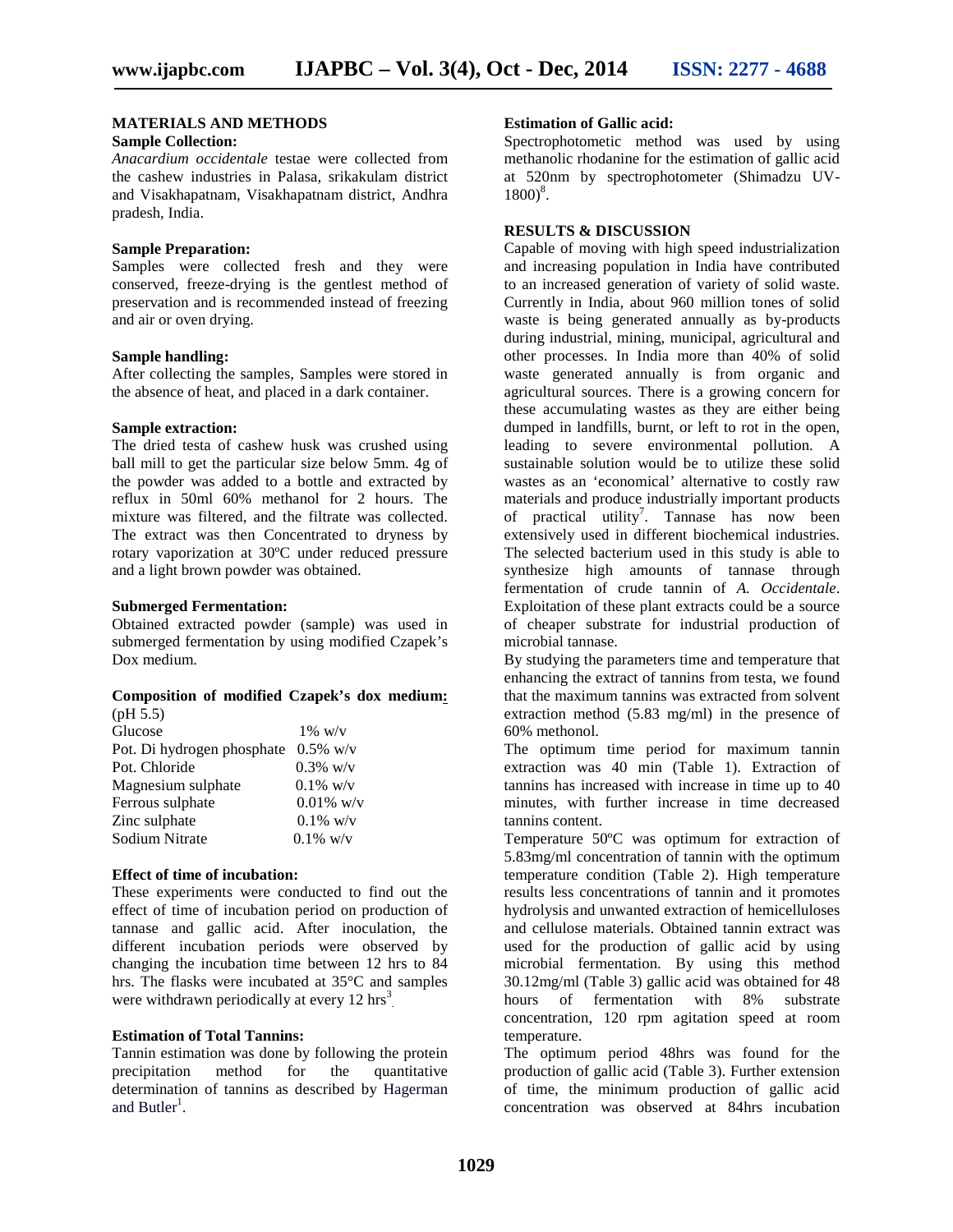## MATERIALS AND METHODS

### Sample Collection:

*Anacardium occidentale* testae were collected from the cashew industries in Palasa, srikakulam district and Visakhapatnam, Visakhapatnam district, Andhra pradesh, India.

### Sample Preparation:

Samples were collected fresh and they were conserved, freeze-drying is the gentlest method of preservation and is recommended instead of freezing and air or oven drying.

### Sample handling:

After collecting the samples, Samples were stored in the absence of heat, and placed in a dark container.

### Sample extraction:

The dried testa of cashew husk was crushed using ball mill to get the particular size below 5mm. 4g of the powder was added to a bottle and extracted by reflux in 50ml 60% methanol for 2 hours. The mixture was filtered, and the filtrate was collected. The extract was then Concentrated to dryness by rotary vaporization at 30ºC under reduced pressure and a light brown powder was obtained.

### Submerged Fermentation:

Obtained extracted powder (sample) was used in submerged fermentation by using modified Czapek's Dox medium.

### Composition of modified Czapek's dox medium:

(pH 5.5)

| | |
|---|---|
| Glucose | 1% w/v |
| Pot. Di hydrogen phosphate | 0.5% w/v |
| Pot. Chloride | 0.3% w/v |
| Magnesium sulphate | 0.1% w/v |
| Ferrous sulphate | 0.01% w/v |
| Zinc sulphate | 0.1% w/v |
| Sodium Nitrate | 0.1% w/v |

### Effect of time of incubation:

These experiments were conducted to find out the effect of time of incubation period on production of tannase and gallic acid. After inoculation, the different incubation periods were observed by changing the incubation time between 12 hrs to 84 hrs. The flasks were incubated at 35°C and samples were withdrawn periodically at every 12 hrs[3].

### Estimation of Total Tannins:

Tannin estimation was done by following the protein precipitation method for the quantitative determination of tannins as described by Hagerman and Butler[1].

### Estimation of Gallic acid:

Spectrophotometic method was used by using methanolic rhodanine for the estimation of gallic acid at 520nm by spectrophotometer (Shimadzu UV-1800)[8].

## RESULTS & DISCUSSION

Capable of moving with high speed industrialization and increasing population in India have contributed to an increased generation of variety of solid waste. Currently in India, about 960 million tones of solid waste is being generated annually as by-products during industrial, mining, municipal, agricultural and other processes. In India more than 40% of solid waste generated annually is from organic and agricultural sources. There is a growing concern for these accumulating wastes as they are either being dumped in landfills, burnt, or left to rot in the open, leading to severe environmental pollution. A sustainable solution would be to utilize these solid wastes as an 'economical' alternative to costly raw materials and produce industrially important products of practical utility[7]. Tannase has now been extensively used in different biochemical industries. The selected bacterium used in this study is able to synthesize high amounts of tannase through fermentation of crude tannin of *A. Occidentale*. Exploitation of these plant extracts could be a source of cheaper substrate for industrial production of microbial tannase.

By studying the parameters time and temperature that enhancing the extract of tannins from testa, we found that the maximum tannins was extracted from solvent extraction method (5.83 mg/ml) in the presence of 60% methonol.

The optimum time period for maximum tannin extraction was 40 min (Table 1). Extraction of tannins has increased with increase in time up to 40 minutes, with further increase in time decreased tannins content.

Temperature 50ºC was optimum for extraction of 5.83mg/ml concentration of tannin with the optimum temperature condition (Table 2). High temperature results less concentrations of tannin and it promotes hydrolysis and unwanted extraction of hemicelluloses and cellulose materials. Obtained tannin extract was used for the production of gallic acid by using microbial fermentation. By using this method 30.12mg/ml (Table 3) gallic acid was obtained for 48 hours of fermentation with 8% substrate concentration, 120 rpm agitation speed at room temperature.

The optimum period 48hrs was found for the production of gallic acid (Table 3). Further extension of time, the minimum production of gallic acid concentration was observed at 84hrs incubation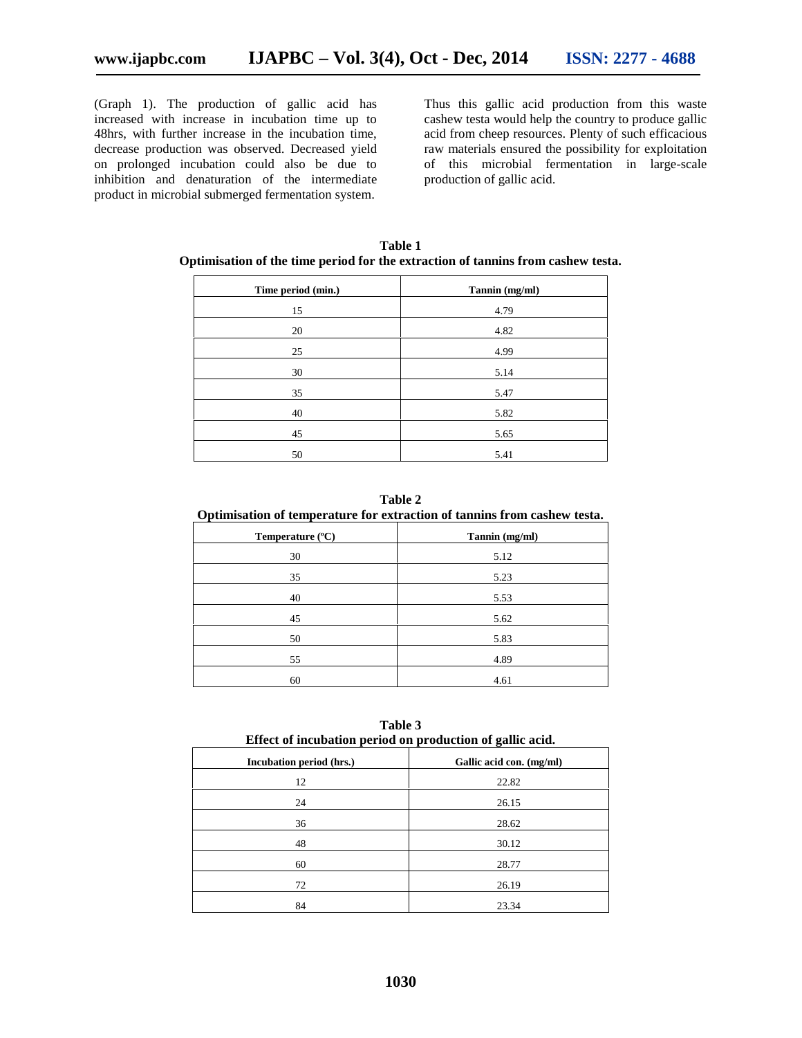(Graph 1). The production of gallic acid has increased with increase in incubation time up to 48hrs, with further increase in the incubation time, decrease production was observed. Decreased yield on prolonged incubation could also be due to inhibition and denaturation of the intermediate product in microbial submerged fermentation system.

Thus this gallic acid production from this waste cashew testa would help the country to produce gallic acid from cheep resources. Plenty of such efficacious raw materials ensured the possibility for exploitation of this microbial fermentation in large-scale production of gallic acid.

**Table 1**
**Optimisation of the time period for the extraction of tannins from cashew testa.**

| Time period (min.) | Tannin (mg/ml) |
|---|---|
| 15 | 4.79 |
| 20 | 4.82 |
| 25 | 4.99 |
| 30 | 5.14 |
| 35 | 5.47 |
| 40 | 5.82 |
| 45 | 5.65 |
| 50 | 5.41 |

**Table 2**
**Optimisation of temperature for extraction of tannins from cashew testa.**

| Temperature (ºC) | Tannin (mg/ml) |
|---|---|
| 30 | 5.12 |
| 35 | 5.23 |
| 40 | 5.53 |
| 45 | 5.62 |
| 50 | 5.83 |
| 55 | 4.89 |
| 60 | 4.61 |

**Table 3**
**Effect of incubation period on production of gallic acid.**

| Incubation period (hrs.) | Gallic acid con. (mg/ml) |
|---|---|
| 12 | 22.82 |
| 24 | 26.15 |
| 36 | 28.62 |
| 48 | 30.12 |
| 60 | 28.77 |
| 72 | 26.19 |
| 84 | 23.34 |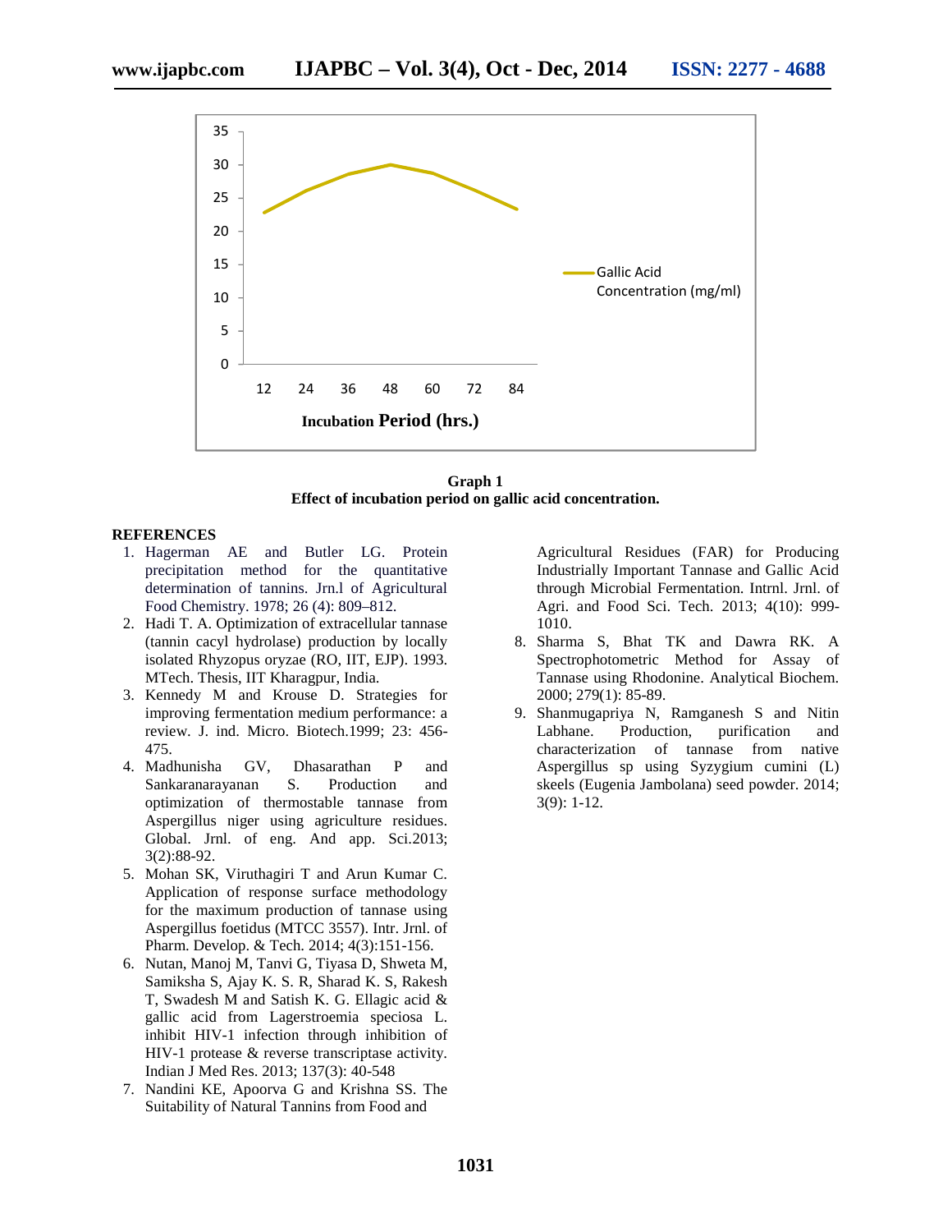35
30
25
20
15
10
5
0

12 24 36 48 60 72 84

Incubation Period (hrs.)

Gallic Acid Concentration (mg/ml)

**Graph 1**
**Effect of incubation period on gallic acid concentration.**

## REFERENCES

1. Hagerman AE and Butler LG. Protein precipitation method for the quantitative determination of tannins. Jrn.l of Agricultural Food Chemistry. 1978; 26 (4): 809–812.
2. Hadi T. A. Optimization of extracellular tannase (tannin cacyl hydrolase) production by locally isolated Rhyzopus oryzae (RO, IIT, EJP). 1993. MTech. Thesis, IIT Kharagpur, India.
3. Kennedy M and Krouse D. Strategies for improving fermentation medium performance: a review. J. ind. Micro. Biotech.1999; 23: 456-475.
4. Madhunisha GV, Dhasarathan P and Sankaranarayanan S. Production and optimization of thermostable tannase from Aspergillus niger using agriculture residues. Global. Jrnl. of eng. And app. Sci.2013; 3(2):88-92.
5. Mohan SK, Viruthagiri T and Arun Kumar C. Application of response surface methodology for the maximum production of tannase using Aspergillus foetidus (MTCC 3557). Intr. Jrnl. of Pharm. Develop. & Tech. 2014; 4(3):151-156.
6. Nutan, Manoj M, Tanvi G, Tiyasa D, Shweta M, Samiksha S, Ajay K. S. R, Sharad K. S, Rakesh T, Swadesh M and Satish K. G. Ellagic acid & gallic acid from Lagerstroemia speciosa L. inhibit HIV-1 infection through inhibition of HIV-1 protease & reverse transcriptase activity. Indian J Med Res. 2013; 137(3): 40-548
7. Nandini KE, Apoorva G and Krishna SS. The Suitability of Natural Tannins from Food and Agricultural Residues (FAR) for Producing Industrially Important Tannase and Gallic Acid through Microbial Fermentation. Intrnl. Jrnl. of Agri. and Food Sci. Tech. 2013; 4(10): 999-1010.
8. Sharma S, Bhat TK and Dawra RK. A Spectrophotometric Method for Assay of Tannase using Rhodonine. Analytical Biochem. 2000; 279(1): 85-89.
9. Shanmugapriya N, Ramganesh S and Nitin Labhane. Production, purification and characterization of tannase from native Aspergillus sp using Syzygium cumini (L) skeels (Eugenia Jambolana) seed powder. 2014; 3(9): 1-12.